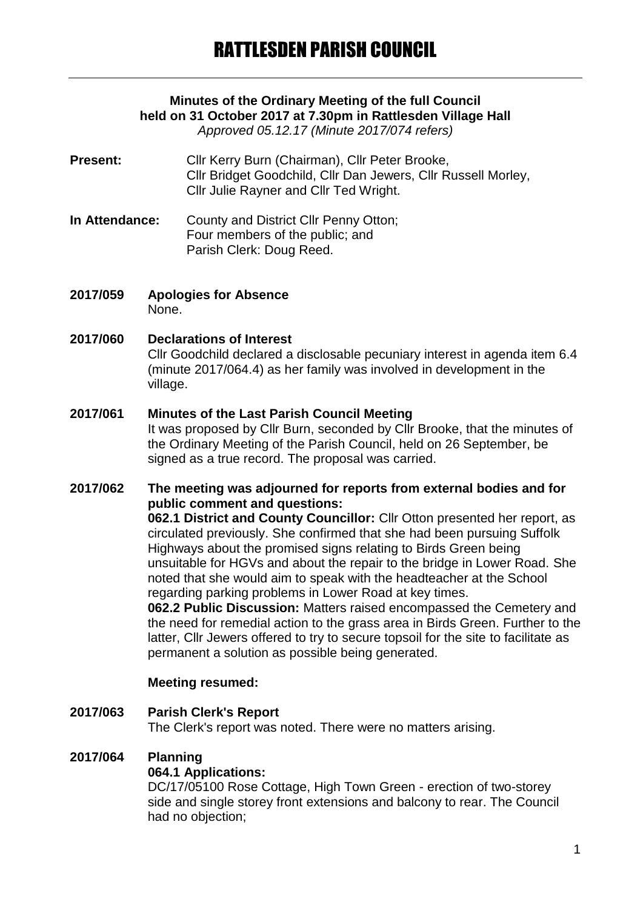# RATTLESDEN PARISH COUNCIL

**Minutes of the Ordinary Meeting of the full Council held on 31 October 2017 at 7.30pm in Rattlesden Village Hall**
*Approved 05.12.17 (Minute 2017/074 refers)*

**Present:** Cllr Kerry Burn (Chairman), Cllr Peter Brooke, Cllr Bridget Goodchild, Cllr Dan Jewers, Cllr Russell Morley, Cllr Julie Rayner and Cllr Ted Wright.

**In Attendance:** County and District Cllr Penny Otton; Four members of the public; and Parish Clerk: Doug Reed.

**2017/059 Apologies for Absence**
None.

**2017/060 Declarations of Interest**
Cllr Goodchild declared a disclosable pecuniary interest in agenda item 6.4 (minute 2017/064.4) as her family was involved in development in the village.

**2017/061 Minutes of the Last Parish Council Meeting**
It was proposed by Cllr Burn, seconded by Cllr Brooke, that the minutes of the Ordinary Meeting of the Parish Council, held on 26 September, be signed as a true record. The proposal was carried.

**2017/062 The meeting was adjourned for reports from external bodies and for public comment and questions:**
**062.1 District and County Councillor:** Cllr Otton presented her report, as circulated previously. She confirmed that she had been pursuing Suffolk Highways about the promised signs relating to Birds Green being unsuitable for HGVs and about the repair to the bridge in Lower Road. She noted that she would aim to speak with the headteacher at the School regarding parking problems in Lower Road at key times.
**062.2 Public Discussion:** Matters raised encompassed the Cemetery and the need for remedial action to the grass area in Birds Green. Further to the latter, Cllr Jewers offered to try to secure topsoil for the site to facilitate as permanent a solution as possible being generated.

**Meeting resumed:**

**2017/063 Parish Clerk's Report**
The Clerk's report was noted. There were no matters arising.

**2017/064 Planning**
**064.1 Applications:**
DC/17/05100 Rose Cottage, High Town Green - erection of two-storey side and single storey front extensions and balcony to rear. The Council had no objection;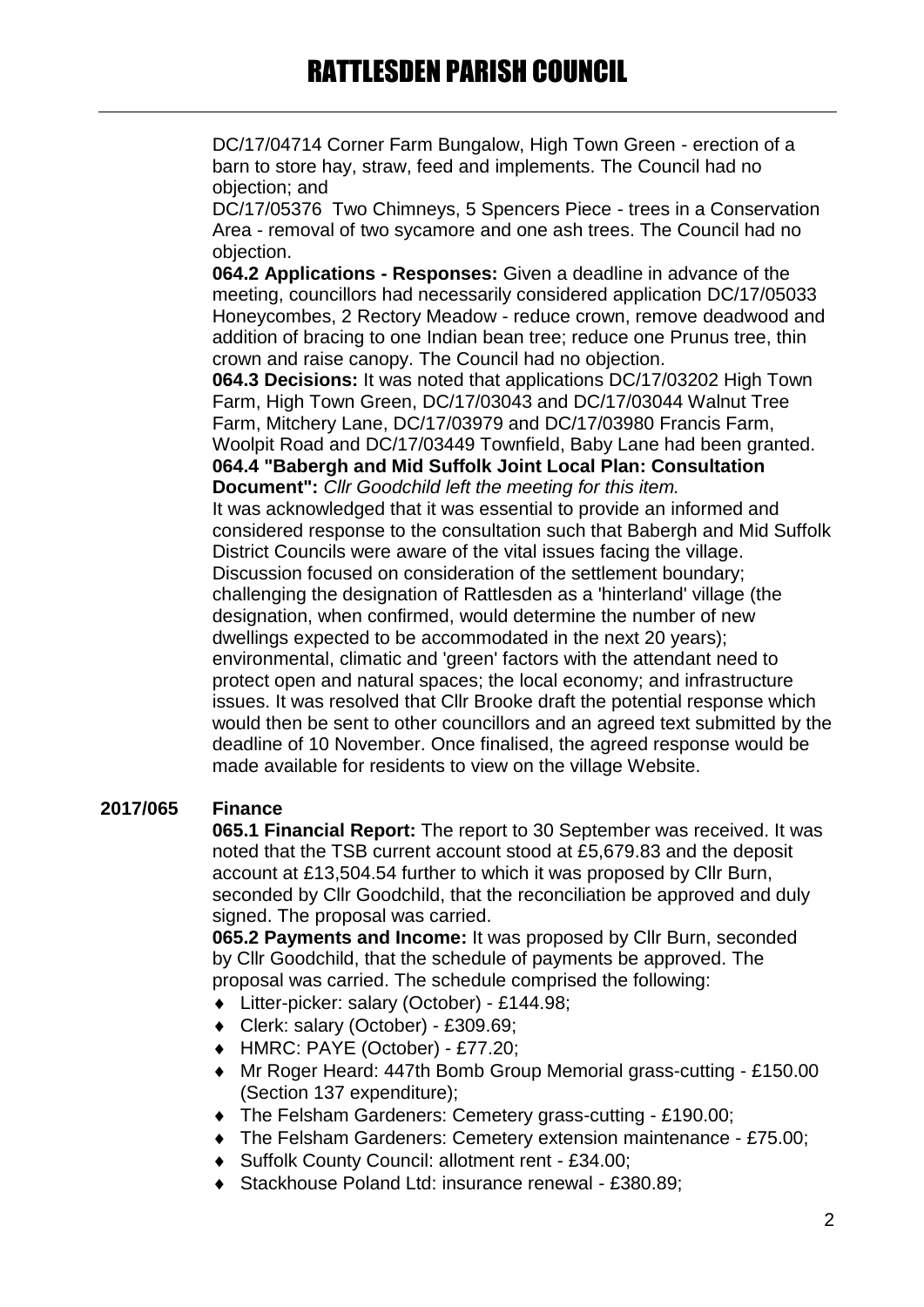DC/17/04714 Corner Farm Bungalow, High Town Green - erection of a barn to store hay, straw, feed and implements. The Council had no objection; and

DC/17/05376 Two Chimneys, 5 Spencers Piece - trees in a Conservation Area - removal of two sycamore and one ash trees. The Council had no objection.

**064.2 Applications - Responses:** Given a deadline in advance of the meeting, councillors had necessarily considered application DC/17/05033 Honeycombes, 2 Rectory Meadow - reduce crown, remove deadwood and addition of bracing to one Indian bean tree; reduce one Prunus tree, thin crown and raise canopy. The Council had no objection.

**064.3 Decisions:** It was noted that applications DC/17/03202 High Town Farm, High Town Green, DC/17/03043 and DC/17/03044 Walnut Tree Farm, Mitchery Lane, DC/17/03979 and DC/17/03980 Francis Farm, Woolpit Road and DC/17/03449 Townfield, Baby Lane had been granted.

**064.4 "Babergh and Mid Suffolk Joint Local Plan: Consultation Document":** *Cllr Goodchild left the meeting for this item.*

It was acknowledged that it was essential to provide an informed and considered response to the consultation such that Babergh and Mid Suffolk District Councils were aware of the vital issues facing the village. Discussion focused on consideration of the settlement boundary; challenging the designation of Rattlesden as a 'hinterland' village (the designation, when confirmed, would determine the number of new dwellings expected to be accommodated in the next 20 years); environmental, climatic and 'green' factors with the attendant need to protect open and natural spaces; the local economy; and infrastructure issues. It was resolved that Cllr Brooke draft the potential response which would then be sent to other councillors and an agreed text submitted by the deadline of 10 November. Once finalised, the agreed response would be made available for residents to view on the village Website.

**2017/065 Finance**

**065.1 Financial Report:** The report to 30 September was received. It was noted that the TSB current account stood at £5,679.83 and the deposit account at £13,504.54 further to which it was proposed by Cllr Burn, seconded by Cllr Goodchild, that the reconciliation be approved and duly signed. The proposal was carried.

**065.2 Payments and Income:** It was proposed by Cllr Burn, seconded by Cllr Goodchild, that the schedule of payments be approved. The proposal was carried. The schedule comprised the following:

- Litter-picker: salary (October) - £144.98;
- Clerk: salary (October) - £309.69;
- HMRC: PAYE (October) - £77.20;
- Mr Roger Heard: 447th Bomb Group Memorial grass-cutting - £150.00 (Section 137 expenditure);
- The Felsham Gardeners: Cemetery grass-cutting - £190.00;
- The Felsham Gardeners: Cemetery extension maintenance - £75.00;
- Suffolk County Council: allotment rent - £34.00;
- Stackhouse Poland Ltd: insurance renewal - £380.89;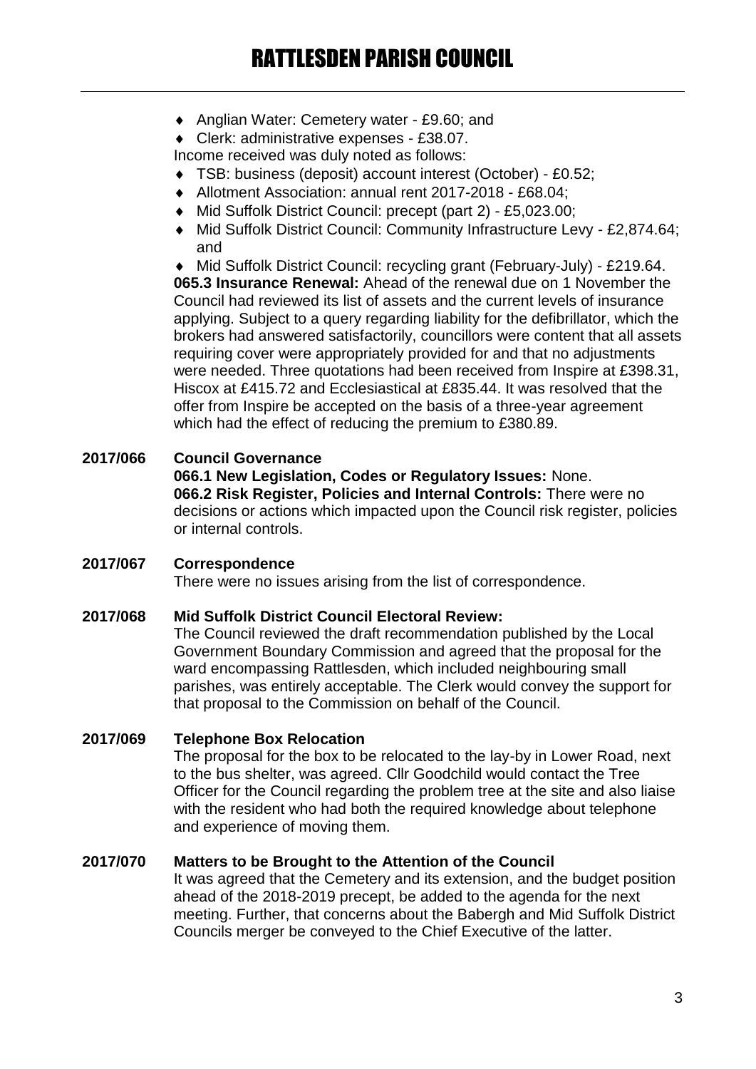- Anglian Water: Cemetery water - £9.60; and
- Clerk: administrative expenses - £38.07.

Income received was duly noted as follows:

- TSB: business (deposit) account interest (October) - £0.52;
- Allotment Association: annual rent 2017-2018 - £68.04;
- Mid Suffolk District Council: precept (part 2) - £5,023.00;
- Mid Suffolk District Council: Community Infrastructure Levy - £2,874.64; and
- Mid Suffolk District Council: recycling grant (February-July) - £219.64.

**065.3 Insurance Renewal:** Ahead of the renewal due on 1 November the Council had reviewed its list of assets and the current levels of insurance applying. Subject to a query regarding liability for the defibrillator, which the brokers had answered satisfactorily, councillors were content that all assets requiring cover were appropriately provided for and that no adjustments were needed. Three quotations had been received from Inspire at £398.31, Hiscox at £415.72 and Ecclesiastical at £835.44. It was resolved that the offer from Inspire be accepted on the basis of a three-year agreement which had the effect of reducing the premium to £380.89.

**2017/066 Council Governance**

**066.1 New Legislation, Codes or Regulatory Issues:** None.
**066.2 Risk Register, Policies and Internal Controls:** There were no decisions or actions which impacted upon the Council risk register, policies or internal controls.

**2017/067 Correspondence**

There were no issues arising from the list of correspondence.

**2017/068 Mid Suffolk District Council Electoral Review:**

The Council reviewed the draft recommendation published by the Local Government Boundary Commission and agreed that the proposal for the ward encompassing Rattlesden, which included neighbouring small parishes, was entirely acceptable. The Clerk would convey the support for that proposal to the Commission on behalf of the Council.

**2017/069 Telephone Box Relocation**

The proposal for the box to be relocated to the lay-by in Lower Road, next to the bus shelter, was agreed. Cllr Goodchild would contact the Tree Officer for the Council regarding the problem tree at the site and also liaise with the resident who had both the required knowledge about telephone and experience of moving them.

**2017/070 Matters to be Brought to the Attention of the Council**

It was agreed that the Cemetery and its extension, and the budget position ahead of the 2018-2019 precept, be added to the agenda for the next meeting. Further, that concerns about the Babergh and Mid Suffolk District Councils merger be conveyed to the Chief Executive of the latter.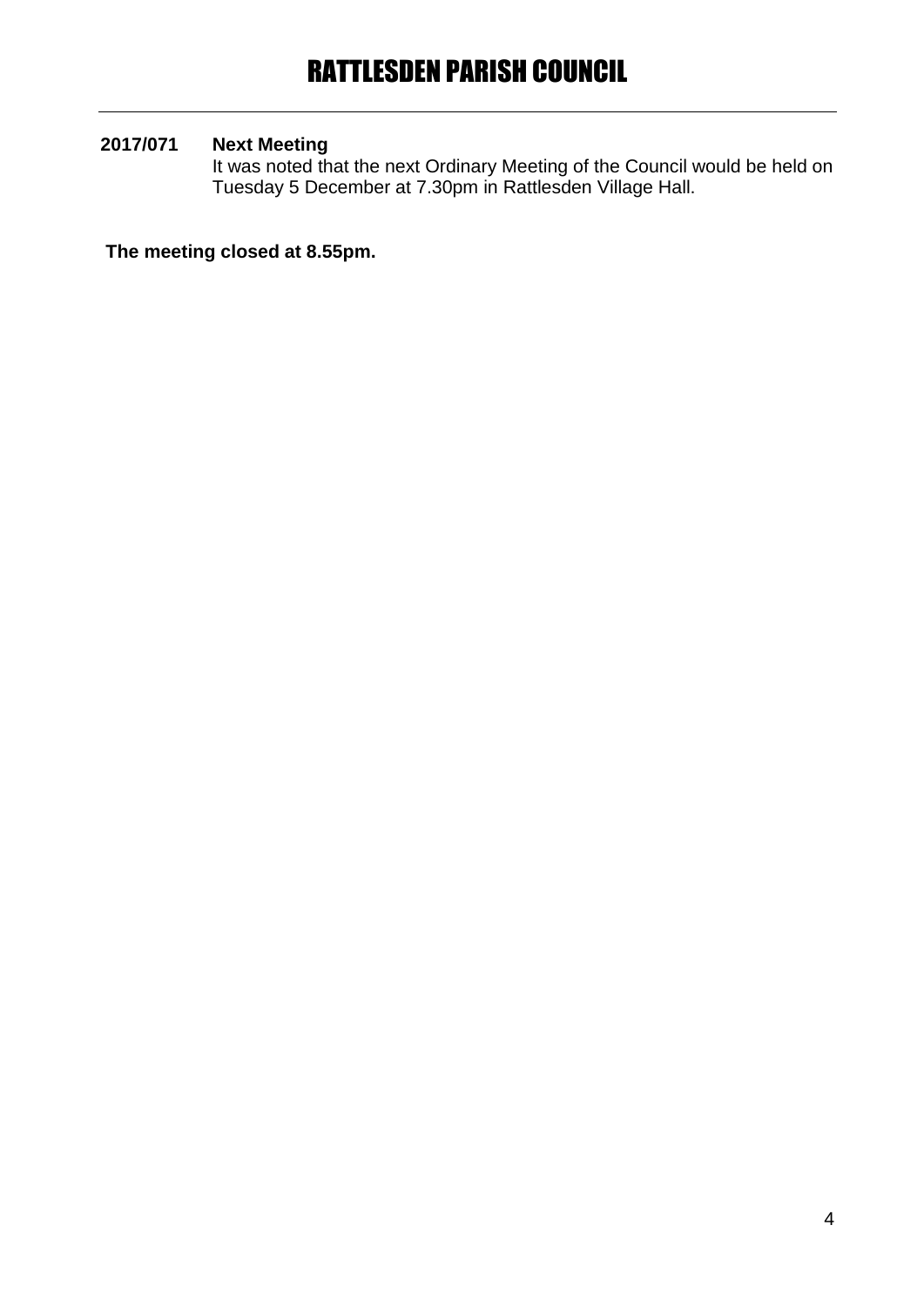**2017/071 Next Meeting**

It was noted that the next Ordinary Meeting of the Council would be held on Tuesday 5 December at 7.30pm in Rattlesden Village Hall.

**The meeting closed at 8.55pm.**